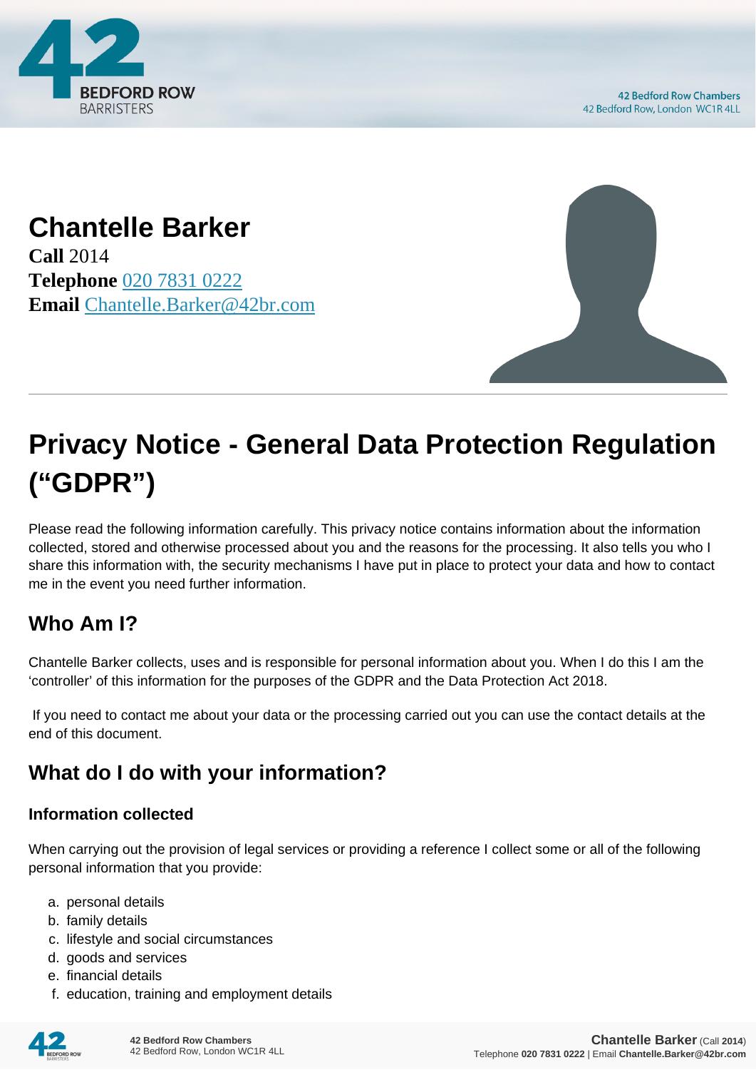# Chantelle Barker

**Call** 2014
**Telephone** 020 7831 0222
**Email** Chantelle.Barker@42br.com

# Privacy Notice - General Data Protection Regulation ("GDPR")

Please read the following information carefully. This privacy notice contains information about the information collected, stored and otherwise processed about you and the reasons for the processing. It also tells you who I share this information with, the security mechanisms I have put in place to protect your data and how to contact me in the event you need further information.

## Who Am I?

Chantelle Barker collects, uses and is responsible for personal information about you. When I do this I am the 'controller' of this information for the purposes of the GDPR and the Data Protection Act 2018.

If you need to contact me about your data or the processing carried out you can use the contact details at the end of this document.

## What do I do with your information?

### Information collected

When carrying out the provision of legal services or providing a reference I collect some or all of the following personal information that you provide:

a. personal details
b. family details
c. lifestyle and social circumstances
d. goods and services
e. financial details
f. education, training and employment details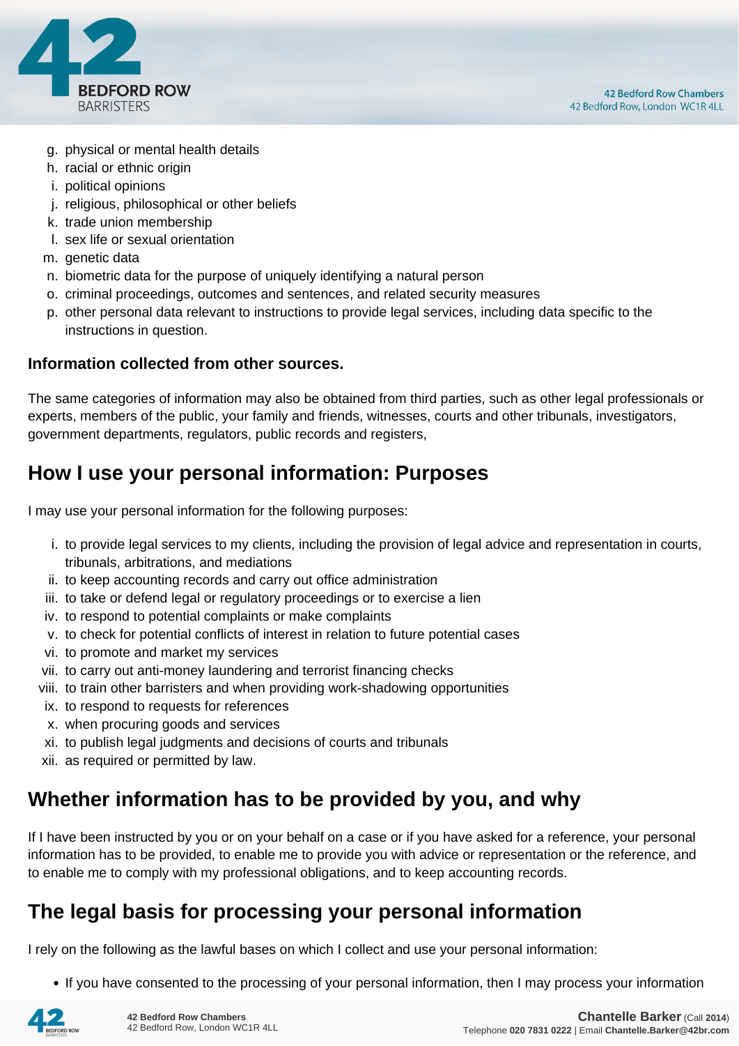g. physical or mental health details
h. racial or ethnic origin
i. political opinions
j. religious, philosophical or other beliefs
k. trade union membership
l. sex life or sexual orientation
m. genetic data
n. biometric data for the purpose of uniquely identifying a natural person
o. criminal proceedings, outcomes and sentences, and related security measures
p. other personal data relevant to instructions to provide legal services, including data specific to the instructions in question.

**Information collected from other sources.**

The same categories of information may also be obtained from third parties, such as other legal professionals or experts, members of the public, your family and friends, witnesses, courts and other tribunals, investigators, government departments, regulators, public records and registers,

## How I use your personal information: Purposes

I may use your personal information for the following purposes:

i. to provide legal services to my clients, including the provision of legal advice and representation in courts, tribunals, arbitrations, and mediations
ii. to keep accounting records and carry out office administration
iii. to take or defend legal or regulatory proceedings or to exercise a lien
iv. to respond to potential complaints or make complaints
v. to check for potential conflicts of interest in relation to future potential cases
vi. to promote and market my services
vii. to carry out anti-money laundering and terrorist financing checks
viii. to train other barristers and when providing work-shadowing opportunities
ix. to respond to requests for references
x. when procuring goods and services
xi. to publish legal judgments and decisions of courts and tribunals
xii. as required or permitted by law.

## Whether information has to be provided by you, and why

If I have been instructed by you or on your behalf on a case or if you have asked for a reference, your personal information has to be provided, to enable me to provide you with advice or representation or the reference, and to enable me to comply with my professional obligations, and to keep accounting records.

## The legal basis for processing your personal information

I rely on the following as the lawful bases on which I collect and use your personal information:

- If you have consented to the processing of your personal information, then I may process your information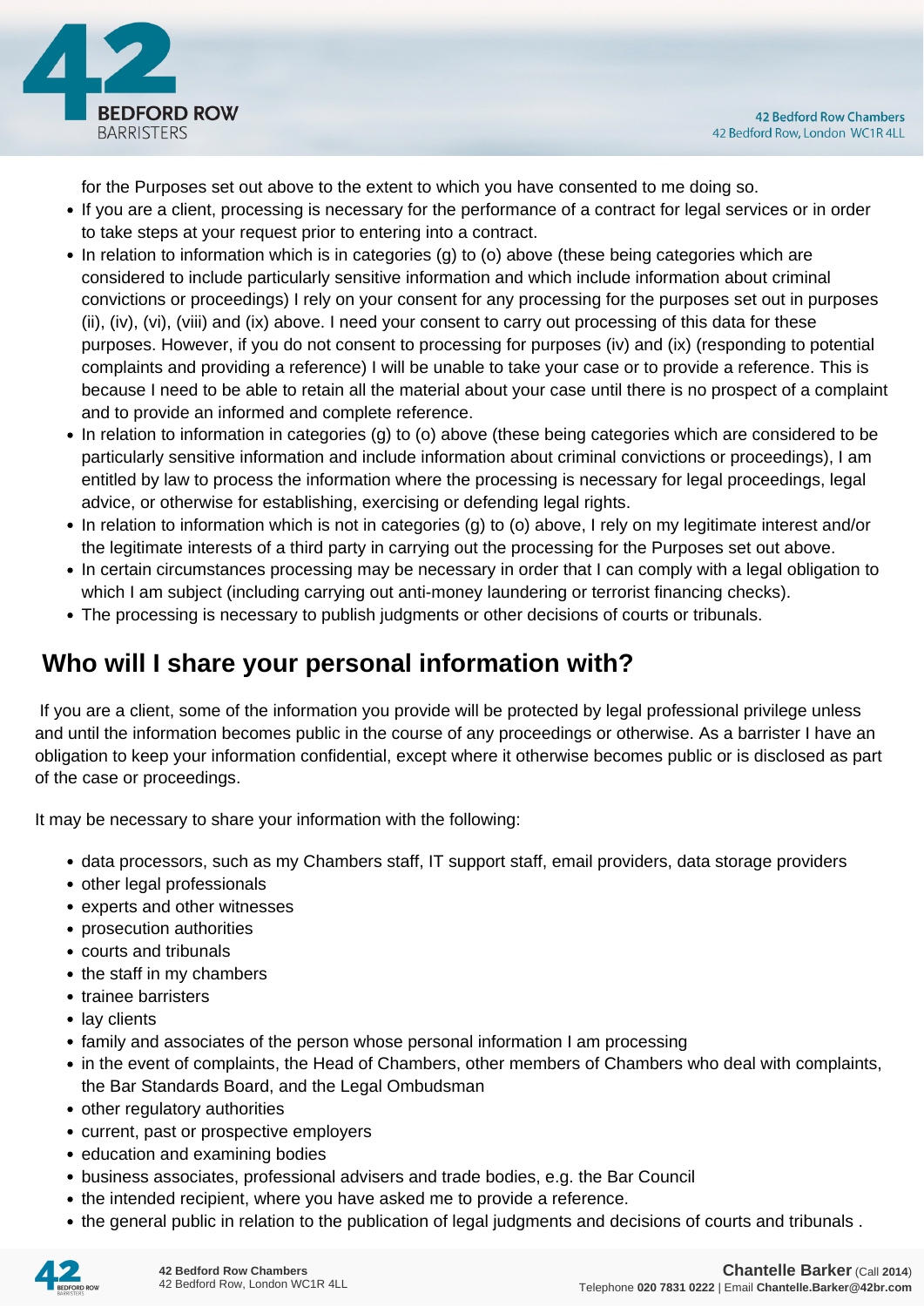for the Purposes set out above to the extent to which you have consented to me doing so.

- If you are a client, processing is necessary for the performance of a contract for legal services or in order to take steps at your request prior to entering into a contract.
- In relation to information which is in categories (g) to (o) above (these being categories which are considered to include particularly sensitive information and which include information about criminal convictions or proceedings) I rely on your consent for any processing for the purposes set out in purposes (ii), (iv), (vi), (viii) and (ix) above. I need your consent to carry out processing of this data for these purposes. However, if you do not consent to processing for purposes (iv) and (ix) (responding to potential complaints and providing a reference) I will be unable to take your case or to provide a reference. This is because I need to be able to retain all the material about your case until there is no prospect of a complaint and to provide an informed and complete reference.
- In relation to information in categories (g) to (o) above (these being categories which are considered to be particularly sensitive information and include information about criminal convictions or proceedings), I am entitled by law to process the information where the processing is necessary for legal proceedings, legal advice, or otherwise for establishing, exercising or defending legal rights.
- In relation to information which is not in categories (g) to (o) above, I rely on my legitimate interest and/or the legitimate interests of a third party in carrying out the processing for the Purposes set out above.
- In certain circumstances processing may be necessary in order that I can comply with a legal obligation to which I am subject (including carrying out anti-money laundering or terrorist financing checks).
- The processing is necessary to publish judgments or other decisions of courts or tribunals.

## Who will I share your personal information with?

If you are a client, some of the information you provide will be protected by legal professional privilege unless and until the information becomes public in the course of any proceedings or otherwise. As a barrister I have an obligation to keep your information confidential, except where it otherwise becomes public or is disclosed as part of the case or proceedings.

It may be necessary to share your information with the following:

- data processors, such as my Chambers staff, IT support staff, email providers, data storage providers
- other legal professionals
- experts and other witnesses
- prosecution authorities
- courts and tribunals
- the staff in my chambers
- trainee barristers
- lay clients
- family and associates of the person whose personal information I am processing
- in the event of complaints, the Head of Chambers, other members of Chambers who deal with complaints, the Bar Standards Board, and the Legal Ombudsman
- other regulatory authorities
- current, past or prospective employers
- education and examining bodies
- business associates, professional advisers and trade bodies, e.g. the Bar Council
- the intended recipient, where you have asked me to provide a reference.
- the general public in relation to the publication of legal judgments and decisions of courts and tribunals .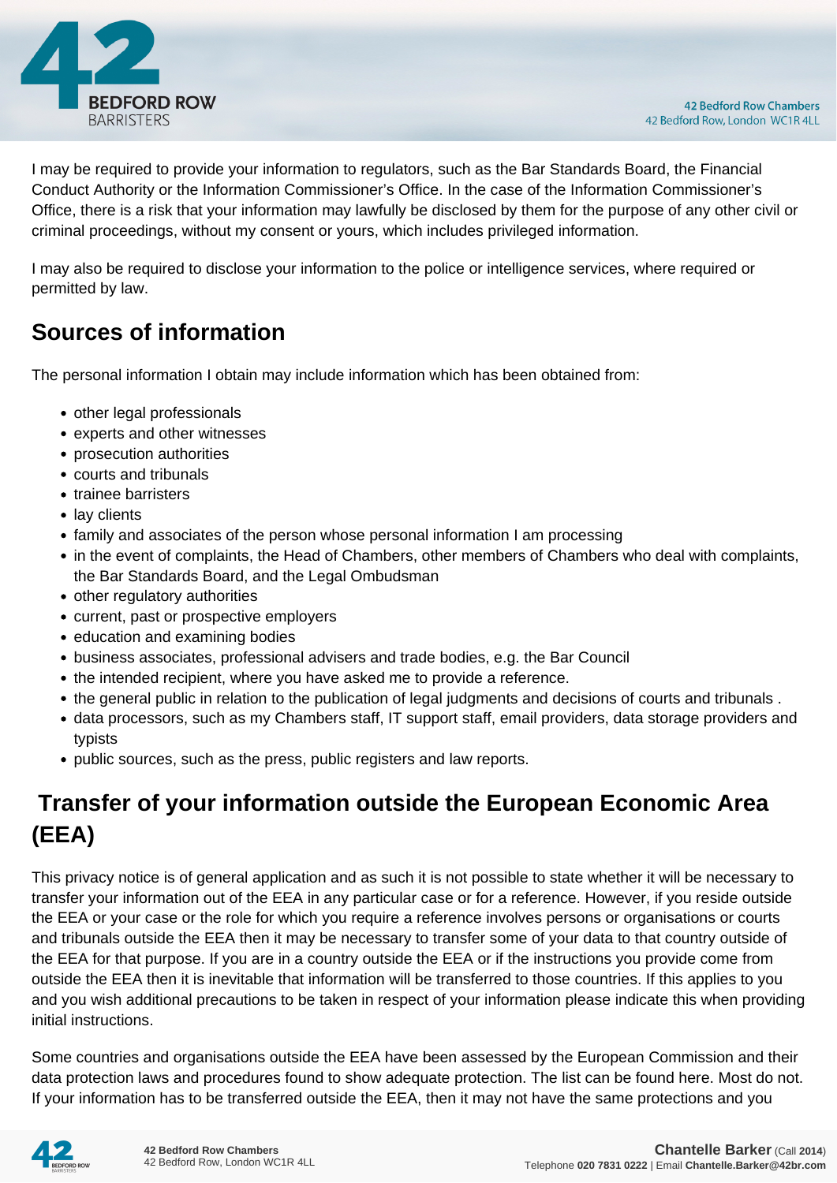I may be required to provide your information to regulators, such as the Bar Standards Board, the Financial Conduct Authority or the Information Commissioner's Office. In the case of the Information Commissioner's Office, there is a risk that your information may lawfully be disclosed by them for the purpose of any other civil or criminal proceedings, without my consent or yours, which includes privileged information.

I may also be required to disclose your information to the police or intelligence services, where required or permitted by law.

## Sources of information

The personal information I obtain may include information which has been obtained from:

- other legal professionals
- experts and other witnesses
- prosecution authorities
- courts and tribunals
- trainee barristers
- lay clients
- family and associates of the person whose personal information I am processing
- in the event of complaints, the Head of Chambers, other members of Chambers who deal with complaints, the Bar Standards Board, and the Legal Ombudsman
- other regulatory authorities
- current, past or prospective employers
- education and examining bodies
- business associates, professional advisers and trade bodies, e.g. the Bar Council
- the intended recipient, where you have asked me to provide a reference.
- the general public in relation to the publication of legal judgments and decisions of courts and tribunals .
- data processors, such as my Chambers staff, IT support staff, email providers, data storage providers and typists
- public sources, such as the press, public registers and law reports.

## Transfer of your information outside the European Economic Area (EEA)

This privacy notice is of general application and as such it is not possible to state whether it will be necessary to transfer your information out of the EEA in any particular case or for a reference. However, if you reside outside the EEA or your case or the role for which you require a reference involves persons or organisations or courts and tribunals outside the EEA then it may be necessary to transfer some of your data to that country outside of the EEA for that purpose. If you are in a country outside the EEA or if the instructions you provide come from outside the EEA then it is inevitable that information will be transferred to those countries. If this applies to you and you wish additional precautions to be taken in respect of your information please indicate this when providing initial instructions.

Some countries and organisations outside the EEA have been assessed by the European Commission and their data protection laws and procedures found to show adequate protection. The list can be found here. Most do not. If your information has to be transferred outside the EEA, then it may not have the same protections and you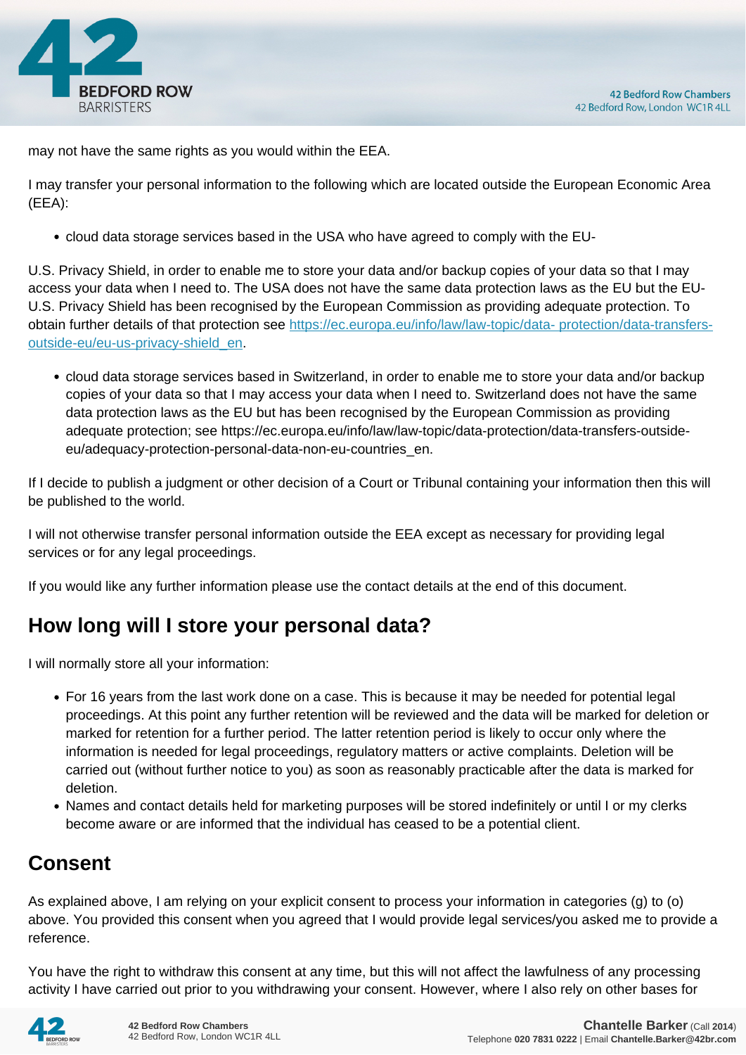may not have the same rights as you would within the EEA.

I may transfer your personal information to the following which are located outside the European Economic Area (EEA):

- cloud data storage services based in the USA who have agreed to comply with the EU-

U.S. Privacy Shield, in order to enable me to store your data and/or backup copies of your data so that I may access your data when I need to. The USA does not have the same data protection laws as the EU but the EU-U.S. Privacy Shield has been recognised by the European Commission as providing adequate protection. To obtain further details of that protection see [https://ec.europa.eu/info/law/law-topic/data- protection/data-transfers-outside-eu/eu-us-privacy-shield_en](https://ec.europa.eu/info/law/law-topic/data-protection/data-transfers-outside-eu/eu-us-privacy-shield_en).

- cloud data storage services based in Switzerland, in order to enable me to store your data and/or backup copies of your data so that I may access your data when I need to. Switzerland does not have the same data protection laws as the EU but has been recognised by the European Commission as providing adequate protection; see https://ec.europa.eu/info/law/law-topic/data-protection/data-transfers-outside-eu/adequacy-protection-personal-data-non-eu-countries_en.

If I decide to publish a judgment or other decision of a Court or Tribunal containing your information then this will be published to the world.

I will not otherwise transfer personal information outside the EEA except as necessary for providing legal services or for any legal proceedings.

If you would like any further information please use the contact details at the end of this document.

## How long will I store your personal data?

I will normally store all your information:

- For 16 years from the last work done on a case. This is because it may be needed for potential legal proceedings. At this point any further retention will be reviewed and the data will be marked for deletion or marked for retention for a further period. The latter retention period is likely to occur only where the information is needed for legal proceedings, regulatory matters or active complaints. Deletion will be carried out (without further notice to you) as soon as reasonably practicable after the data is marked for deletion.
- Names and contact details held for marketing purposes will be stored indefinitely or until I or my clerks become aware or are informed that the individual has ceased to be a potential client.

## Consent

As explained above, I am relying on your explicit consent to process your information in categories (g) to (o) above. You provided this consent when you agreed that I would provide legal services/you asked me to provide a reference.

You have the right to withdraw this consent at any time, but this will not affect the lawfulness of any processing activity I have carried out prior to you withdrawing your consent. However, where I also rely on other bases for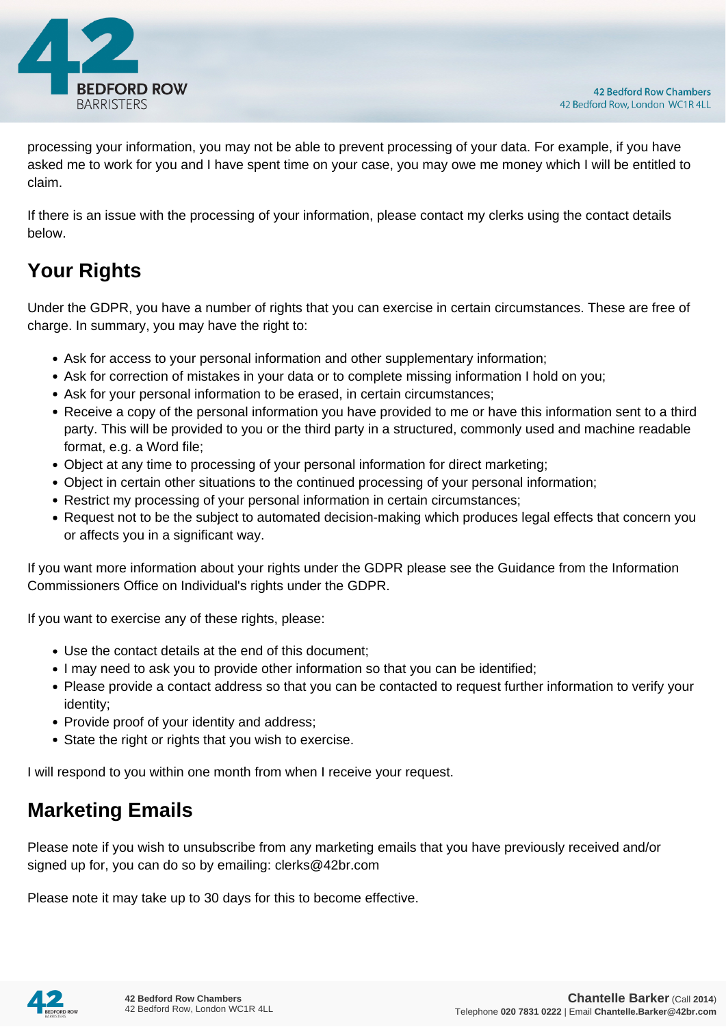processing your information, you may not be able to prevent processing of your data. For example, if you have asked me to work for you and I have spent time on your case, you may owe me money which I will be entitled to claim.

If there is an issue with the processing of your information, please contact my clerks using the contact details below.

## Your Rights

Under the GDPR, you have a number of rights that you can exercise in certain circumstances. These are free of charge. In summary, you may have the right to:

- Ask for access to your personal information and other supplementary information;
- Ask for correction of mistakes in your data or to complete missing information I hold on you;
- Ask for your personal information to be erased, in certain circumstances;
- Receive a copy of the personal information you have provided to me or have this information sent to a third party. This will be provided to you or the third party in a structured, commonly used and machine readable format, e.g. a Word file;
- Object at any time to processing of your personal information for direct marketing;
- Object in certain other situations to the continued processing of your personal information;
- Restrict my processing of your personal information in certain circumstances;
- Request not to be the subject to automated decision-making which produces legal effects that concern you or affects you in a significant way.

If you want more information about your rights under the GDPR please see the Guidance from the Information Commissioners Office on Individual's rights under the GDPR.

If you want to exercise any of these rights, please:

- Use the contact details at the end of this document;
- I may need to ask you to provide other information so that you can be identified;
- Please provide a contact address so that you can be contacted to request further information to verify your identity;
- Provide proof of your identity and address;
- State the right or rights that you wish to exercise.

I will respond to you within one month from when I receive your request.

## Marketing Emails

Please note if you wish to unsubscribe from any marketing emails that you have previously received and/or signed up for, you can do so by emailing: clerks@42br.com

Please note it may take up to 30 days for this to become effective.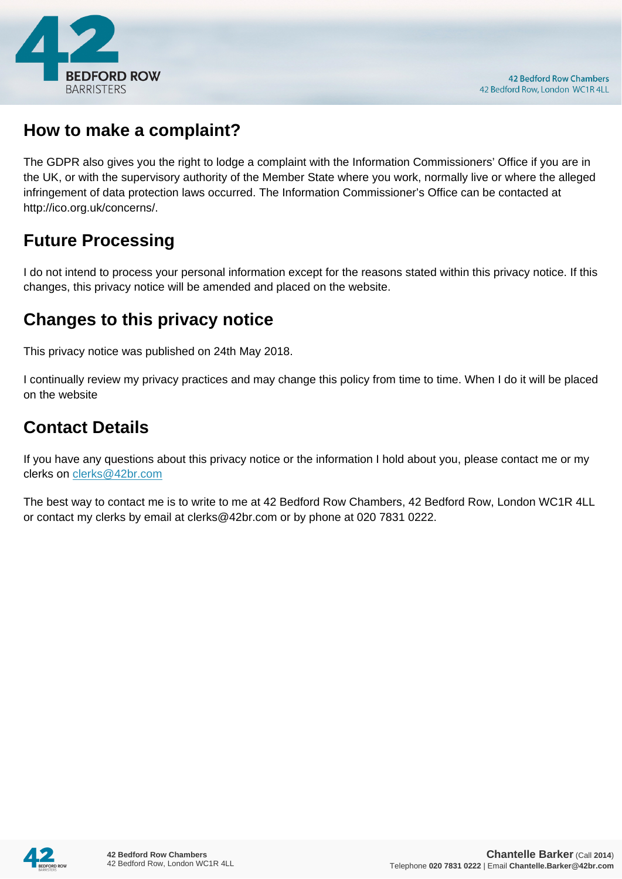## How to make a complaint?

The GDPR also gives you the right to lodge a complaint with the Information Commissioners' Office if you are in the UK, or with the supervisory authority of the Member State where you work, normally live or where the alleged infringement of data protection laws occurred. The Information Commissioner's Office can be contacted at http://ico.org.uk/concerns/.

## Future Processing

I do not intend to process your personal information except for the reasons stated within this privacy notice. If this changes, this privacy notice will be amended and placed on the website.

## Changes to this privacy notice

This privacy notice was published on 24th May 2018.

I continually review my privacy practices and may change this policy from time to time. When I do it will be placed on the website

## Contact Details

If you have any questions about this privacy notice or the information I hold about you, please contact me or my clerks on clerks@42br.com

The best way to contact me is to write to me at 42 Bedford Row Chambers, 42 Bedford Row, London WC1R 4LL or contact my clerks by email at clerks@42br.com or by phone at 020 7831 0222.